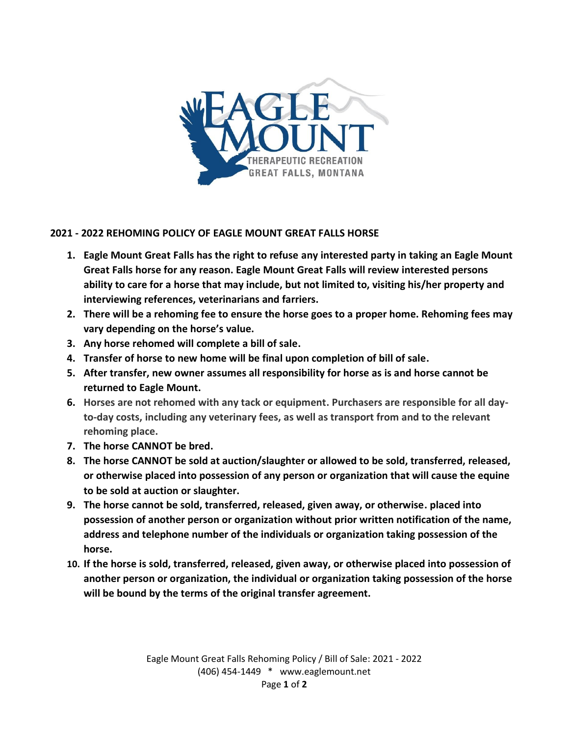## 2021 - 2022 REHOMING POLICY OF EAGLE MOUNT GREAT FALLS HORSE

1. **Eagle Mount Great Falls has the right to refuse any interested party in taking an Eagle Mount Great Falls horse for any reason. Eagle Mount Great Falls will review interested persons ability to care for a horse that may include, but not limited to, visiting his/her property and interviewing references, veterinarians and farriers.**
2. **There will be a rehoming fee to ensure the horse goes to a proper home. Rehoming fees may vary depending on the horse's value.**
3. **Any horse rehomed will complete a bill of sale.**
4. **Transfer of horse to new home will be final upon completion of bill of sale.**
5. **After transfer, new owner assumes all responsibility for horse as is and horse cannot be returned to Eagle Mount.**
6. **Horses are not rehomed with any tack or equipment. Purchasers are responsible for all day-to-day costs, including any veterinary fees, as well as transport from and to the relevant rehoming place.**
7. **The horse CANNOT be bred.**
8. **The horse CANNOT be sold at auction/slaughter or allowed to be sold, transferred, released, or otherwise placed into possession of any person or organization that will cause the equine to be sold at auction or slaughter.**
9. **The horse cannot be sold, transferred, released, given away, or otherwise. placed into possession of another person or organization without prior written notification of the name, address and telephone number of the individuals or organization taking possession of the horse.**
10. **If the horse is sold, transferred, released, given away, or otherwise placed into possession of another person or organization, the individual or organization taking possession of the horse will be bound by the terms of the original transfer agreement.**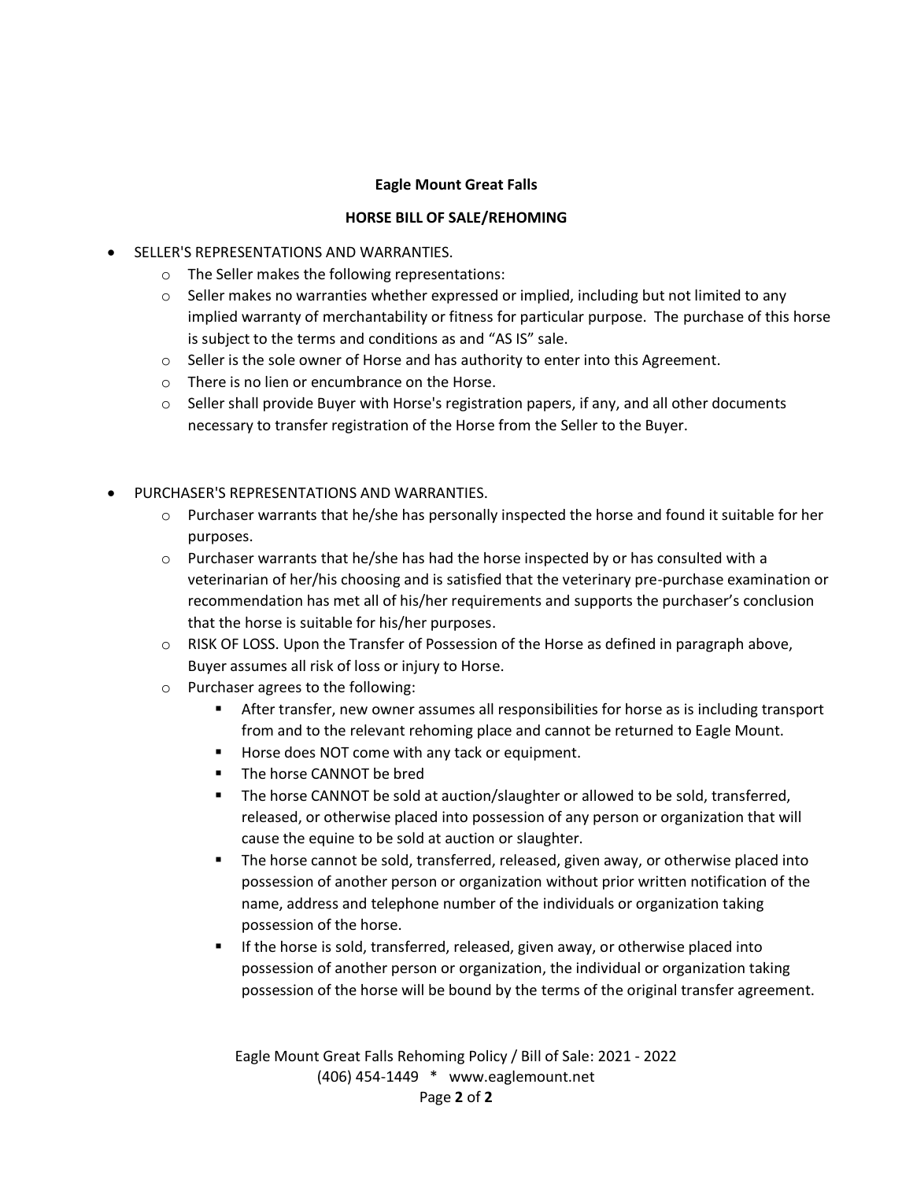**Eagle Mount Great Falls**

**HORSE BILL OF SALE/REHOMING**

- SELLER'S REPRESENTATIONS AND WARRANTIES.
  - The Seller makes the following representations:
  - Seller makes no warranties whether expressed or implied, including but not limited to any implied warranty of merchantability or fitness for particular purpose. The purchase of this horse is subject to the terms and conditions as and "AS IS" sale.
  - Seller is the sole owner of Horse and has authority to enter into this Agreement.
  - There is no lien or encumbrance on the Horse.
  - Seller shall provide Buyer with Horse's registration papers, if any, and all other documents necessary to transfer registration of the Horse from the Seller to the Buyer.

- PURCHASER'S REPRESENTATIONS AND WARRANTIES.
  - Purchaser warrants that he/she has personally inspected the horse and found it suitable for her purposes.
  - Purchaser warrants that he/she has had the horse inspected by or has consulted with a veterinarian of her/his choosing and is satisfied that the veterinary pre-purchase examination or recommendation has met all of his/her requirements and supports the purchaser's conclusion that the horse is suitable for his/her purposes.
  - RISK OF LOSS. Upon the Transfer of Possession of the Horse as defined in paragraph above, Buyer assumes all risk of loss or injury to Horse.
  - Purchaser agrees to the following:
    - After transfer, new owner assumes all responsibilities for horse as is including transport from and to the relevant rehoming place and cannot be returned to Eagle Mount.
    - Horse does NOT come with any tack or equipment.
    - The horse CANNOT be bred
    - The horse CANNOT be sold at auction/slaughter or allowed to be sold, transferred, released, or otherwise placed into possession of any person or organization that will cause the equine to be sold at auction or slaughter.
    - The horse cannot be sold, transferred, released, given away, or otherwise placed into possession of another person or organization without prior written notification of the name, address and telephone number of the individuals or organization taking possession of the horse.
    - If the horse is sold, transferred, released, given away, or otherwise placed into possession of another person or organization, the individual or organization taking possession of the horse will be bound by the terms of the original transfer agreement.